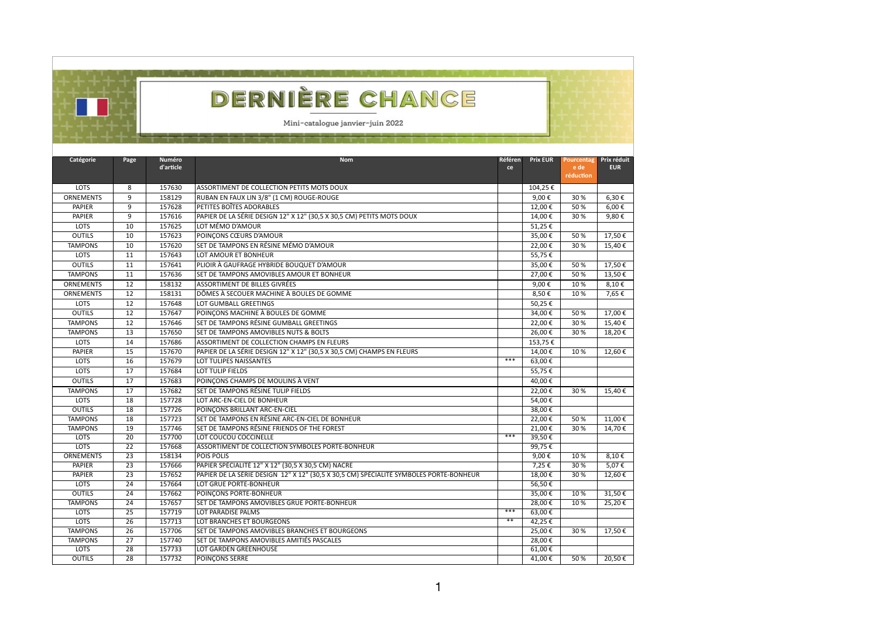# DERNIÈRE CHANCE

Mini-catalogue janvier-juin 2022

| Catégorie | Page | Numéro d'article | Nom | Référence | Prix EUR | Pourcentage de réduction | Prix réduit EUR |
|---|---|---|---|---|---|---|---|
| LOTS | 8 | 157630 | ASSORTIMENT DE COLLECTION PETITS MOTS DOUX | | 104,25 € | | |
| ORNEMENTS | 9 | 158129 | RUBAN EN FAUX LIN 3/8" (1 CM) ROUGE-ROUGE | | 9,00 € | 30 % | 6,30 € |
| PAPIER | 9 | 157628 | PETITES BOÎTES ADORABLES | | 12,00 € | 50 % | 6,00 € |
| PAPIER | 9 | 157616 | PAPIER DE LA SÉRIE DESIGN 12" X 12" (30,5 X 30,5 CM) PETITS MOTS DOUX | | 14,00 € | 30 % | 9,80 € |
| LOTS | 10 | 157625 | LOT MÉMO D'AMOUR | | 51,25 € | | |
| OUTILS | 10 | 157623 | POINÇONS CŒURS D'AMOUR | | 35,00 € | 50 % | 17,50 € |
| TAMPONS | 10 | 157620 | SET DE TAMPONS EN RÉSINE MÉMO D'AMOUR | | 22,00 € | 30 % | 15,40 € |
| LOTS | 11 | 157643 | LOT AMOUR ET BONHEUR | | 55,75 € | | |
| OUTILS | 11 | 157641 | PLIOIR À GAUFRAGE HYBRIDE BOUQUET D'AMOUR | | 35,00 € | 50 % | 17,50 € |
| TAMPONS | 11 | 157636 | SET DE TAMPONS AMOVIBLES AMOUR ET BONHEUR | | 27,00 € | 50 % | 13,50 € |
| ORNEMENTS | 12 | 158132 | ASSORTIMENT DE BILLES GIVRÉES | | 9,00 € | 10 % | 8,10 € |
| ORNEMENTS | 12 | 158131 | DÔMES À SECOUER MACHINE À BOULES DE GOMME | | 8,50 € | 10 % | 7,65 € |
| LOTS | 12 | 157648 | LOT GUMBALL GREETINGS | | 50,25 € | | |
| OUTILS | 12 | 157647 | POINÇONS MACHINE À BOULES DE GOMME | | 34,00 € | 50 % | 17,00 € |
| TAMPONS | 12 | 157646 | SET DE TAMPONS RÉSINE GUMBALL GREETINGS | | 22,00 € | 30 % | 15,40 € |
| TAMPONS | 13 | 157650 | SET DE TAMPONS AMOVIBLES NUTS & BOLTS | | 26,00 € | 30 % | 18,20 € |
| LOTS | 14 | 157686 | ASSORTIMENT DE COLLECTION CHAMPS EN FLEURS | | 153,75 € | | |
| PAPIER | 15 | 157670 | PAPIER DE LA SÉRIE DESIGN 12" X 12" (30,5 X 30,5 CM) CHAMPS EN FLEURS | | 14,00 € | 10 % | 12,60 € |
| LOTS | 16 | 157679 | LOT TULIPES NAISSANTES | *** | 63,00 € | | |
| LOTS | 17 | 157684 | LOT TULIP FIELDS | | 55,75 € | | |
| OUTILS | 17 | 157683 | POINÇONS CHAMPS DE MOULINS À VENT | | 40,00 € | | |
| TAMPONS | 17 | 157682 | SET DE TAMPONS RÉSINE TULIP FIELDS | | 22,00 € | 30 % | 15,40 € |
| LOTS | 18 | 157728 | LOT ARC-EN-CIEL DE BONHEUR | | 54,00 € | | |
| OUTILS | 18 | 157726 | POINÇONS BRILLANT ARC-EN-CIEL | | 38,00 € | | |
| TAMPONS | 18 | 157723 | SET DE TAMPONS EN RÉSINE ARC-EN-CIEL DE BONHEUR | | 22,00 € | 50 % | 11,00 € |
| TAMPONS | 19 | 157746 | SET DE TAMPONS RÉSINE FRIENDS OF THE FOREST | | 21,00 € | 30 % | 14,70 € |
| LOTS | 20 | 157700 | LOT COUCOU COCCINELLE | *** | 39,50 € | | |
| LOTS | 22 | 157668 | ASSORTIMENT DE COLLECTION SYMBOLES PORTE-BONHEUR | | 99,75 € | | |
| ORNEMENTS | 23 | 158134 | POIS POLIS | | 9,00 € | 10 % | 8,10 € |
| PAPIER | 23 | 157666 | PAPIER SPÉCIALITÉ 12" X 12" (30,5 X 30,5 CM) NACRE | | 7,25 € | 30 % | 5,07 € |
| PAPIER | 23 | 157652 | PAPIER DE LA SÉRIE DESIGN 12" X 12" (30,5 X 30,5 CM) SPÉCIALITÉ SYMBOLES PORTE-BONHEUR | | 18,00 € | 30 % | 12,60 € |
| LOTS | 24 | 157664 | LOT GRUE PORTE-BONHEUR | | 56,50 € | | |
| OUTILS | 24 | 157662 | POINÇONS PORTE-BONHEUR | | 35,00 € | 10 % | 31,50 € |
| TAMPONS | 24 | 157657 | SET DE TAMPONS AMOVIBLES GRUE PORTE-BONHEUR | | 28,00 € | 10 % | 25,20 € |
| LOTS | 25 | 157719 | LOT PARADISE PALMS | *** | 63,00 € | | |
| LOTS | 26 | 157713 | LOT BRANCHES ET BOURGEONS | ** | 42,25 € | | |
| TAMPONS | 26 | 157706 | SET DE TAMPONS AMOVIBLES BRANCHES ET BOURGEONS | | 25,00 € | 30 % | 17,50 € |
| TAMPONS | 27 | 157740 | SET DE TAMPONS AMOVIBLES AMITIÉS PASCALES | | 28,00 € | | |
| LOTS | 28 | 157733 | LOT GARDEN GREENHOUSE | | 61,00 € | | |
| OUTILS | 28 | 157732 | POINÇONS SERRE | | 41,00 € | 50 % | 20,50 € |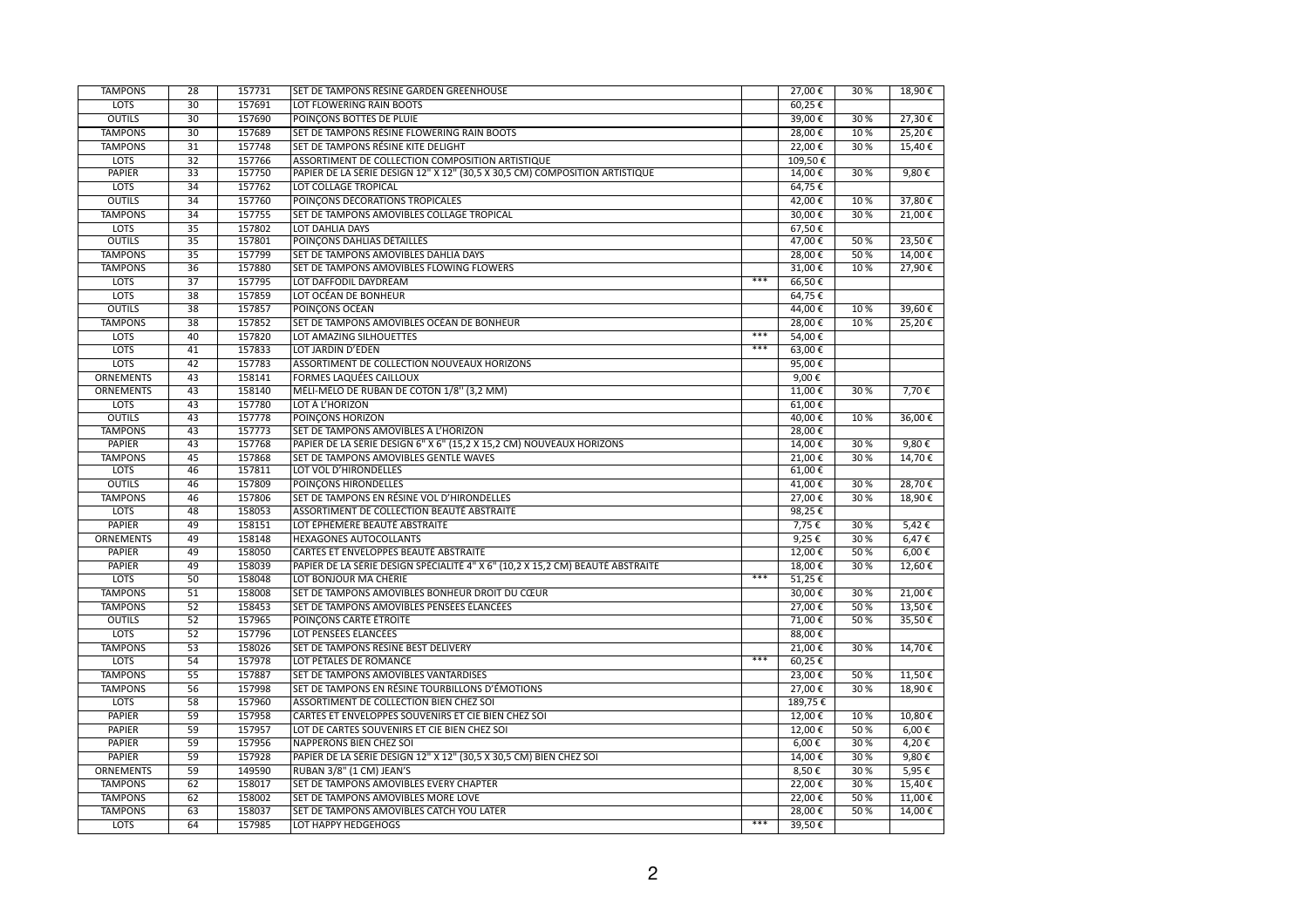| TAMPONS | 28 | 157731 | SET DE TAMPONS RÉSINE GARDEN GREENHOUSE | | 27,00 € | 30 % | 18,90 € |
|---|---|---|---|---|---|---|---|
| LOTS | 30 | 157691 | LOT FLOWERING RAIN BOOTS | | 60,25 € | | |
| OUTILS | 30 | 157690 | POINÇONS BOTTES DE PLUIE | | 39,00 € | 30 % | 27,30 € |
| TAMPONS | 30 | 157689 | SET DE TAMPONS RÉSINE FLOWERING RAIN BOOTS | | 28,00 € | 10 % | 25,20 € |
| TAMPONS | 31 | 157748 | SET DE TAMPONS RÉSINE KITE DELIGHT | | 22,00 € | 30 % | 15,40 € |
| LOTS | 32 | 157766 | ASSORTIMENT DE COLLECTION COMPOSITION ARTISTIQUE | | 109,50 € | | |
| PAPIER | 33 | 157750 | PAPIER DE LA SÉRIE DESIGN 12" X 12" (30,5 X 30,5 CM) COMPOSITION ARTISTIQUE | | 14,00 € | 30 % | 9,80 € |
| LOTS | 34 | 157762 | LOT COLLAGE TROPICAL | | 64,75 € | | |
| OUTILS | 34 | 157760 | POINÇONS DÉCORATIONS TROPICALES | | 42,00 € | 10 % | 37,80 € |
| TAMPONS | 34 | 157755 | SET DE TAMPONS AMOVIBLES COLLAGE TROPICAL | | 30,00 € | 30 % | 21,00 € |
| LOTS | 35 | 157802 | LOT DAHLIA DAYS | | 67,50 € | | |
| OUTILS | 35 | 157801 | POINÇONS DAHLIAS DÉTAILLÉS | | 47,00 € | 50 % | 23,50 € |
| TAMPONS | 35 | 157799 | SET DE TAMPONS AMOVIBLES DAHLIA DAYS | | 28,00 € | 50 % | 14,00 € |
| TAMPONS | 36 | 157880 | SET DE TAMPONS AMOVIBLES FLOWING FLOWERS | | 31,00 € | 10 % | 27,90 € |
| LOTS | 37 | 157795 | LOT DAFFODIL DAYDREAM | *** | 66,50 € | | |
| LOTS | 38 | 157859 | LOT OCÉAN DE BONHEUR | | 64,75 € | | |
| OUTILS | 38 | 157857 | POINÇONS OCÉAN | | 44,00 € | 10 % | 39,60 € |
| TAMPONS | 38 | 157852 | SET DE TAMPONS AMOVIBLES OCÉAN DE BONHEUR | | 28,00 € | 10 % | 25,20 € |
| LOTS | 40 | 157820 | LOT AMAZING SILHOUETTES | *** | 54,00 € | | |
| LOTS | 41 | 157833 | LOT JARDIN D'ÉDEN | *** | 63,00 € | | |
| LOTS | 42 | 157783 | ASSORTIMENT DE COLLECTION NOUVEAUX HORIZONS | | 95,00 € | | |
| ORNEMENTS | 43 | 158141 | FORMES LAQUÉES CAILLOUX | | 9,00 € | | |
| ORNEMENTS | 43 | 158140 | MÉLI-MÉLO DE RUBAN DE COTON 1/8" (3,2 MM) | | 11,00 € | 30 % | 7,70 € |
| LOTS | 43 | 157780 | LOT À L'HORIZON | | 61,00 € | | |
| OUTILS | 43 | 157778 | POINÇONS HORIZON | | 40,00 € | 10 % | 36,00 € |
| TAMPONS | 43 | 157773 | SET DE TAMPONS AMOVIBLES À L'HORIZON | | 28,00 € | | |
| PAPIER | 43 | 157768 | PAPIER DE LA SÉRIE DESIGN 6" X 6" (15,2 X 15,2 CM) NOUVEAUX HORIZONS | | 14,00 € | 30 % | 9,80 € |
| TAMPONS | 45 | 157868 | SET DE TAMPONS AMOVIBLES GENTLE WAVES | | 21,00 € | 30 % | 14,70 € |
| LOTS | 46 | 157811 | LOT VOL D'HIRONDELLES | | 61,00 € | | |
| OUTILS | 46 | 157809 | POINÇONS HIRONDELLES | | 41,00 € | 30 % | 28,70 € |
| TAMPONS | 46 | 157806 | SET DE TAMPONS EN RÉSINE VOL D'HIRONDELLES | | 27,00 € | 30 % | 18,90 € |
| LOTS | 48 | 158053 | ASSORTIMENT DE COLLECTION BEAUTÉ ABSTRAITE | | 98,25 € | | |
| PAPIER | 49 | 158151 | LOT ÉPHÉMÈRE BEAUTÉ ABSTRAITE | | 7,75 € | 30 % | 5,42 € |
| ORNEMENTS | 49 | 158148 | HEXAGONES AUTOCOLLANTS | | 9,25 € | 30 % | 6,47 € |
| PAPIER | 49 | 158050 | CARTES ET ENVELOPPES BEAUTÉ ABSTRAITE | | 12,00 € | 50 % | 6,00 € |
| PAPIER | 49 | 158039 | PAPIER DE LA SÉRIE DESIGN SPÉCIALITÉ 4" X 6" (10,2 X 15,2 CM) BEAUTÉ ABSTRAITE | | 18,00 € | 30 % | 12,60 € |
| LOTS | 50 | 158048 | LOT BONJOUR MA CHÉRIE | *** | 51,25 € | | |
| TAMPONS | 51 | 158008 | SET DE TAMPONS AMOVIBLES BONHEUR DROIT DU CŒUR | | 30,00 € | 30 % | 21,00 € |
| TAMPONS | 52 | 158453 | SET DE TAMPONS AMOVIBLES PENSÉES ÉLANCÉES | | 27,00 € | 50 % | 13,50 € |
| OUTILS | 52 | 157965 | POINÇONS CARTE ÉTROITE | | 71,00 € | 50 % | 35,50 € |
| LOTS | 52 | 157796 | LOT PENSÉES ÉLANCÉES | | 88,00 € | | |
| TAMPONS | 53 | 158026 | SET DE TAMPONS RÉSINE BEST DELIVERY | | 21,00 € | 30 % | 14,70 € |
| LOTS | 54 | 157978 | LOT PÉTALES DE ROMANCE | *** | 60,25 € | | |
| TAMPONS | 55 | 157887 | SET DE TAMPONS AMOVIBLES VANTARDISES | | 23,00 € | 50 % | 11,50 € |
| TAMPONS | 56 | 157998 | SET DE TAMPONS EN RÉSINE TOURBILLONS D'ÉMOTIONS | | 27,00 € | 30 % | 18,90 € |
| LOTS | 58 | 157960 | ASSORTIMENT DE COLLECTION BIEN CHEZ SOI | | 189,75 € | | |
| PAPIER | 59 | 157958 | CARTES ET ENVELOPPES SOUVENIRS ET CIE BIEN CHEZ SOI | | 12,00 € | 10 % | 10,80 € |
| PAPIER | 59 | 157957 | LOT DE CARTES SOUVENIRS ET CIE BIEN CHEZ SOI | | 12,00 € | 50 % | 6,00 € |
| PAPIER | 59 | 157956 | NAPPERONS BIEN CHEZ SOI | | 6,00 € | 30 % | 4,20 € |
| PAPIER | 59 | 157928 | PAPIER DE LA SÉRIE DESIGN 12" X 12" (30,5 X 30,5 CM) BIEN CHEZ SOI | | 14,00 € | 30 % | 9,80 € |
| ORNEMENTS | 59 | 149590 | RUBAN 3/8" (1 CM) JEAN'S | | 8,50 € | 30 % | 5,95 € |
| TAMPONS | 62 | 158017 | SET DE TAMPONS AMOVIBLES EVERY CHAPTER | | 22,00 € | 30 % | 15,40 € |
| TAMPONS | 62 | 158002 | SET DE TAMPONS AMOVIBLES MORE LOVE | | 22,00 € | 50 % | 11,00 € |
| TAMPONS | 63 | 158037 | SET DE TAMPONS AMOVIBLES CATCH YOU LATER | | 28,00 € | 50 % | 14,00 € |
| LOTS | 64 | 157985 | LOT HAPPY HEDGEHOGS | *** | 39,50 € | | |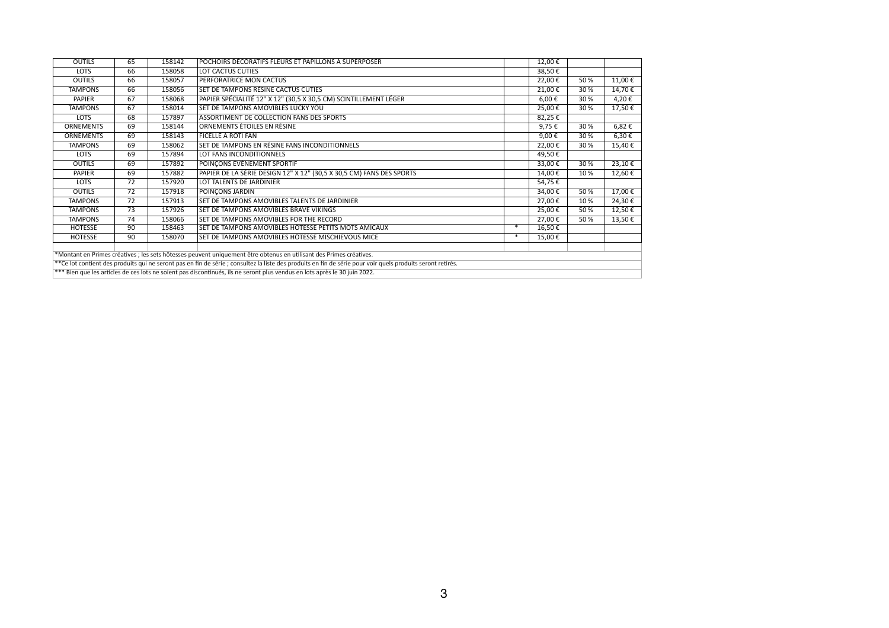| | | | | | | | |
|---|---|---|---|---|---|---|---|
| OUTILS | 65 | 158142 | POCHOIRS DÉCORATIFS FLEURS ET PAPILLONS À SUPERPOSER | | 12,00 € | | |
| LOTS | 66 | 158058 | LOT CACTUS CUTIES | | 38,50 € | | |
| OUTILS | 66 | 158057 | PERFORATRICE MON CACTUS | | 22,00 € | 50 % | 11,00 € |
| TAMPONS | 66 | 158056 | SET DE TAMPONS RÉSINE CACTUS CUTIES | | 21,00 € | 30 % | 14,70 € |
| PAPIER | 67 | 158068 | PAPIER SPÉCIALITÉ 12" X 12" (30,5 X 30,5 CM) SCINTILLEMENT LÉGER | | 6,00 € | 30 % | 4,20 € |
| TAMPONS | 67 | 158014 | SET DE TAMPONS AMOVIBLES LUCKY YOU | | 25,00 € | 30 % | 17,50 € |
| LOTS | 68 | 157897 | ASSORTIMENT DE COLLECTION FANS DES SPORTS | | 82,25 € | | |
| ORNEMENTS | 69 | 158144 | ORNEMENTS ÉTOILES EN RÉSINE | | 9,75 € | 30 % | 6,82 € |
| ORNEMENTS | 69 | 158143 | FICELLE À RÔTI FAN | | 9,00 € | 30 % | 6,30 € |
| TAMPONS | 69 | 158062 | SET DE TAMPONS EN RÉSINE FANS INCONDITIONNELS | | 22,00 € | 30 % | 15,40 € |
| LOTS | 69 | 157894 | LOT FANS INCONDITIONNELS | | 49,50 € | | |
| OUTILS | 69 | 157892 | POINÇONS ÉVÉNEMENT SPORTIF | | 33,00 € | 30 % | 23,10 € |
| PAPIER | 69 | 157882 | PAPIER DE LA SÉRIE DESIGN 12" X 12" (30,5 X 30,5 CM) FANS DES SPORTS | | 14,00 € | 10 % | 12,60 € |
| LOTS | 72 | 157920 | LOT TALENTS DE JARDINIER | | 54,75 € | | |
| OUTILS | 72 | 157918 | POINÇONS JARDIN | | 34,00 € | 50 % | 17,00 € |
| TAMPONS | 72 | 157913 | SET DE TAMPONS AMOVIBLES TALENTS DE JARDINIER | | 27,00 € | 10 % | 24,30 € |
| TAMPONS | 73 | 157926 | SET DE TAMPONS AMOVIBLES BRAVE VIKINGS | | 25,00 € | 50 % | 12,50 € |
| TAMPONS | 74 | 158066 | SET DE TAMPONS AMOVIBLES FOR THE RECORD | | 27,00 € | 50 % | 13,50 € |
| HÔTESSE | 90 | 158463 | SET DE TAMPONS AMOVIBLES HÔTESSE PETITS MOTS AMICAUX | * | 16,50 € | | |
| HÔTESSE | 90 | 158070 | SET DE TAMPONS AMOVIBLES HÔTESSE MISCHIEVOUS MICE | * | 15,00 € | | |

*Montant en Primes créatives ; les sets hôtesses peuvent uniquement être obtenus en utilisant des Primes créatives.

**Ce lot contient des produits qui ne seront pas en fin de série ; consultez la liste des produits en fin de série pour voir quels produits seront retirés.

*** Bien que les articles de ces lots ne soient pas discontinués, ils ne seront plus vendus en lots après le 30 juin 2022.